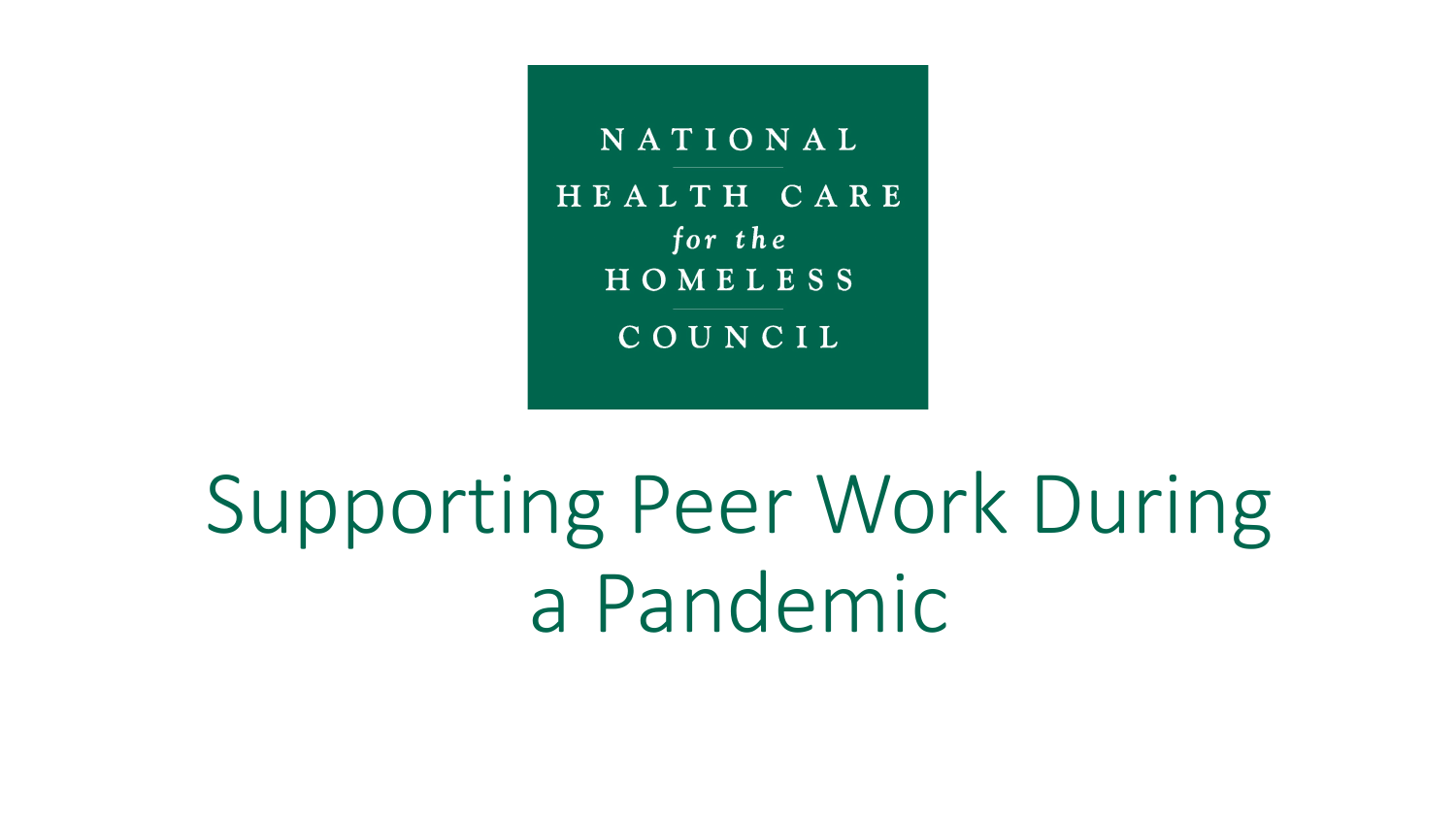NATIONAL HEALTH CARE *for the* HOMELESS COUNCIL

# Supporting Peer Work During a Pandemic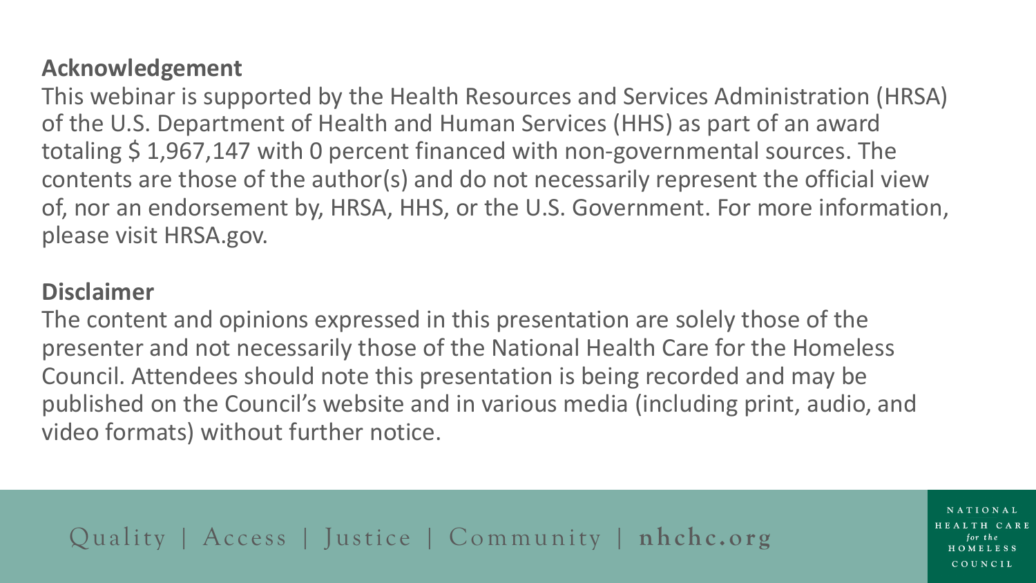**Acknowledgement**

This webinar is supported by the Health Resources and Services Administration (HRSA) of the U.S. Department of Health and Human Services (HHS) as part of an award totaling $ 1,967,147 with 0 percent financed with non-governmental sources. The contents are those of the author(s) and do not necessarily represent the official view of, nor an endorsement by, HRSA, HHS, or the U.S. Government. For more information, please visit HRSA.gov.

**Disclaimer**

The content and opinions expressed in this presentation are solely those of the presenter and not necessarily those of the National Health Care for the Homeless Council. Attendees should note this presentation is being recorded and may be published on the Council's website and in various media (including print, audio, and video formats) without further notice.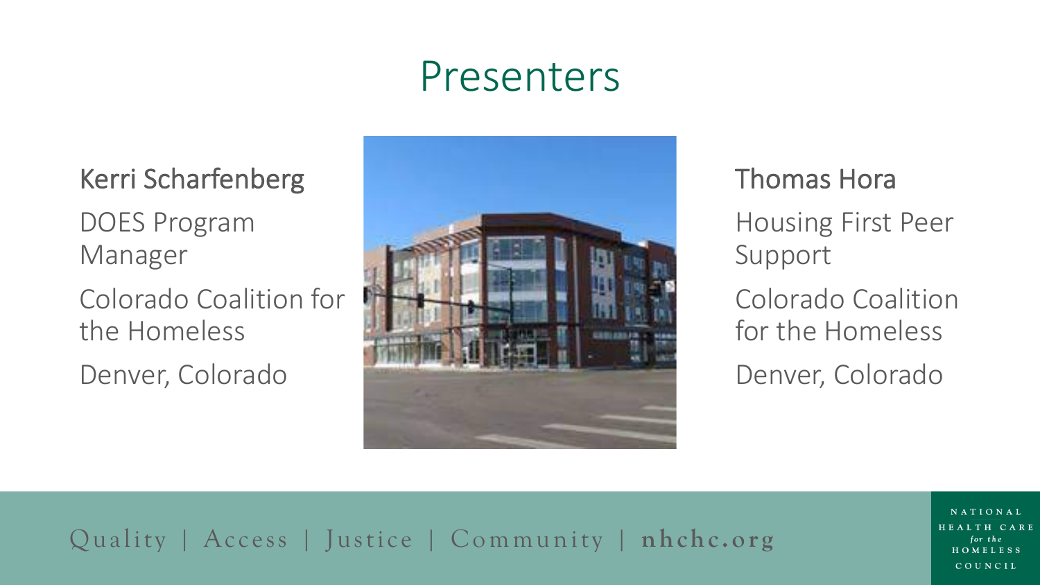# Presenters

**Kerri Scharfenberg**

DOES Program Manager

Colorado Coalition for the Homeless

Denver, Colorado

**Thomas Hora**

Housing First Peer Support

Colorado Coalition for the Homeless

Denver, Colorado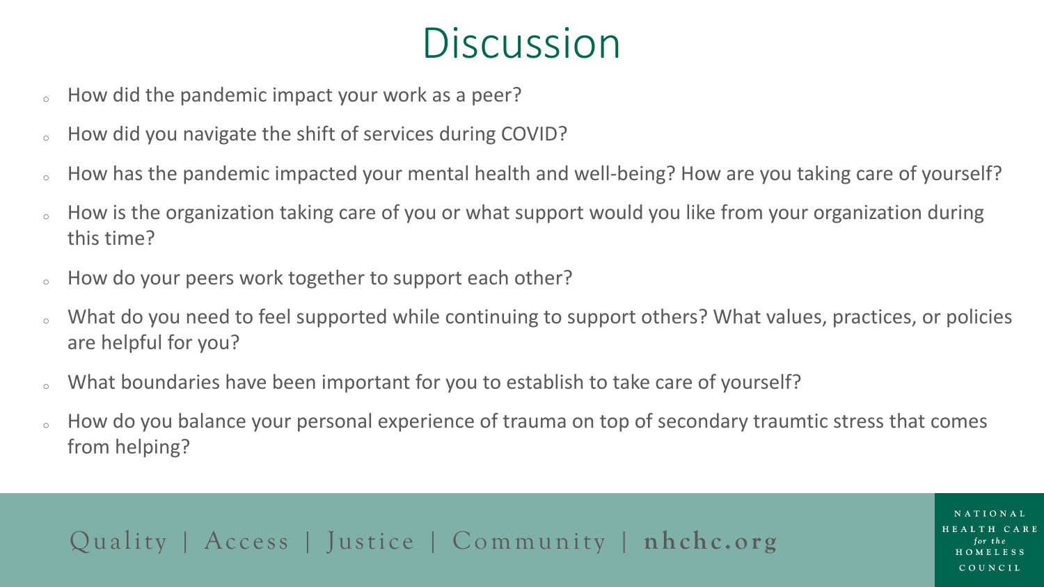# Discussion

- How did the pandemic impact your work as a peer?
- How did you navigate the shift of services during COVID?
- How has the pandemic impacted your mental health and well-being? How are you taking care of yourself?
- How is the organization taking care of you or what support would you like from your organization during this time?
- How do your peers work together to support each other?
- What do you need to feel supported while continuing to support others? What values, practices, or policies are helpful for you?
- What boundaries have been important for you to establish to take care of yourself?
- How do you balance your personal experience of trauma on top of secondary traumtic stress that comes from helping?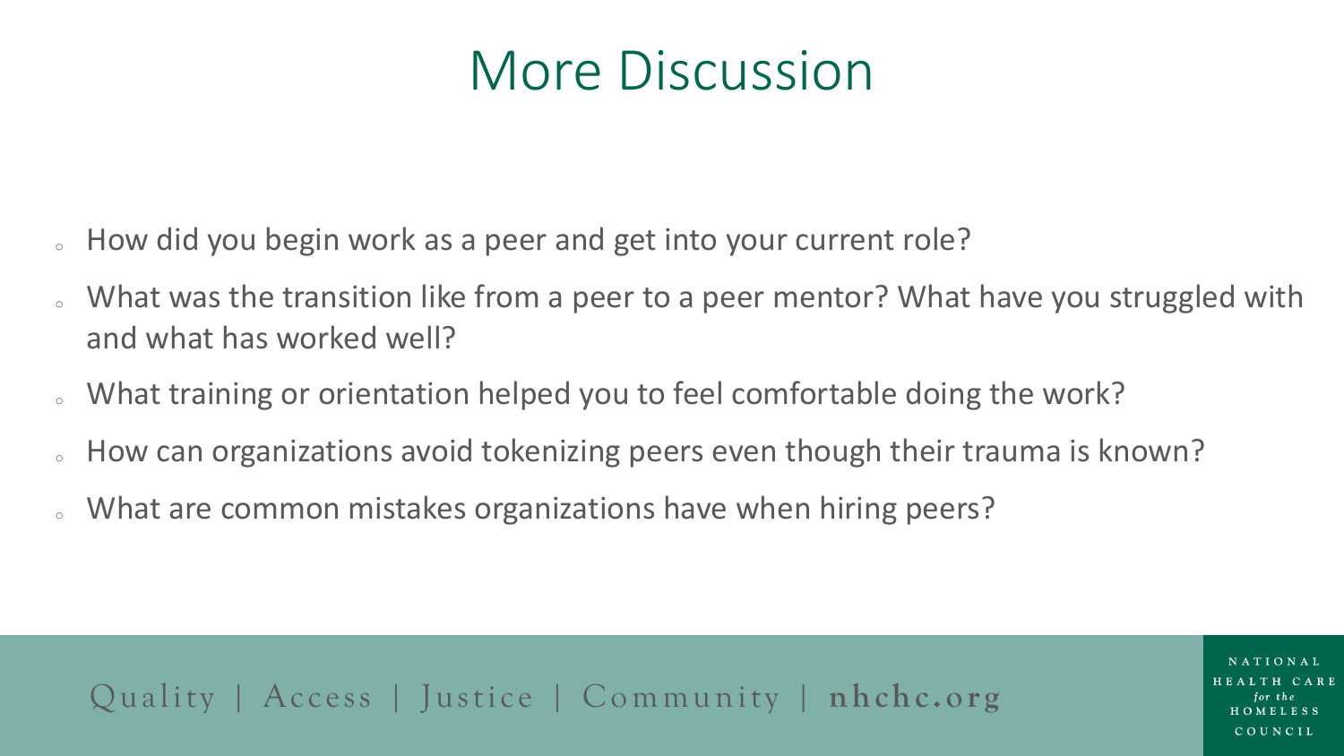# More Discussion

- How did you begin work as a peer and get into your current role?
- What was the transition like from a peer to a peer mentor? What have you struggled with and what has worked well?
- What training or orientation helped you to feel comfortable doing the work?
- How can organizations avoid tokenizing peers even though their trauma is known?
- What are common mistakes organizations have when hiring peers?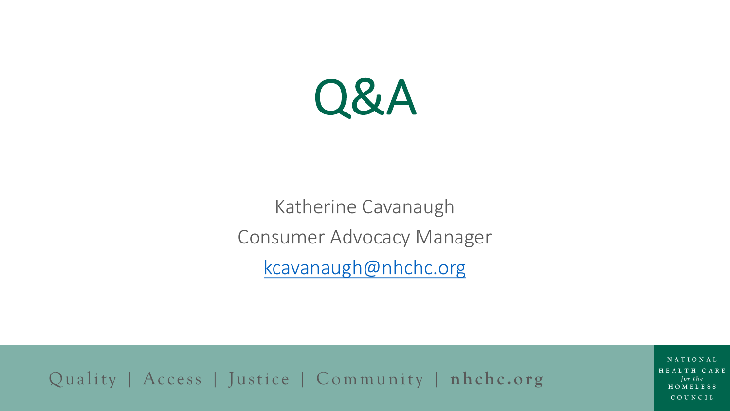# Q&A

Katherine Cavanaugh

Consumer Advocacy Manager

kcavanaugh@nhchc.org